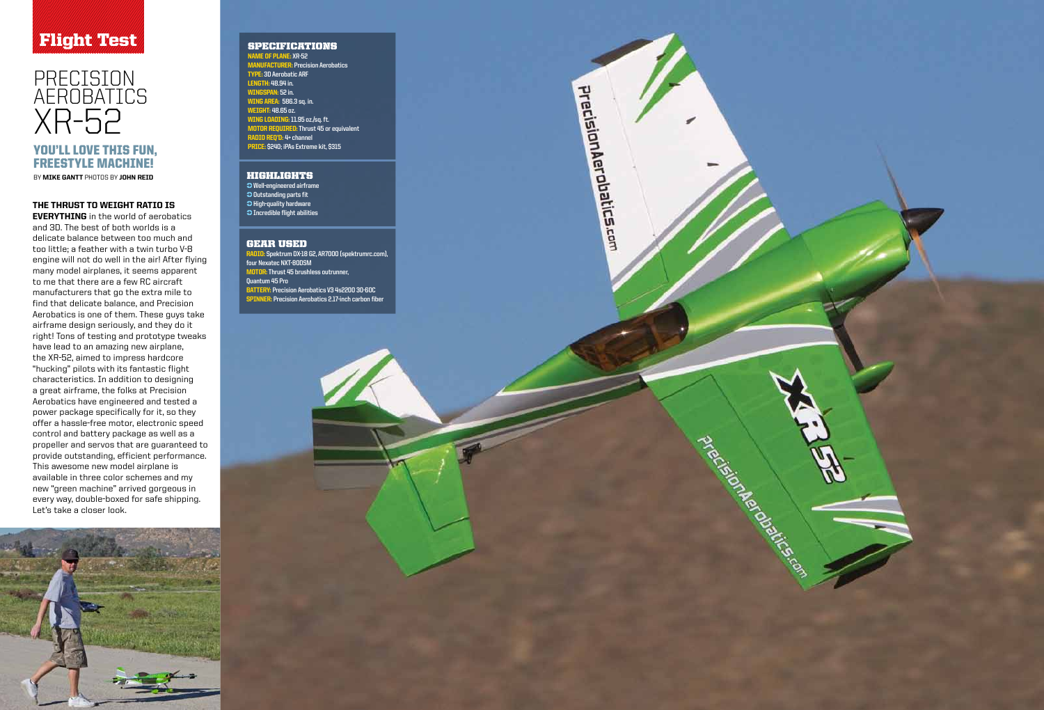Flight Test

# PRECISION AEROBATICS XR-52

## YOU'LL LOVE THIS FUN, FREESTYLE MACHINE!

BY **MIKE GANTT** PHOTOS BY **JOHN REID**

**THE THRUST TO WEIGHT RATIO IS EVERYTHING** in the world of aerobatics and 3D. The best of both worlds is a delicate balance between too much and too little; a feather with a twin turbo V-8 engine will not do well in the air! After flying many model airplanes, it seems apparent to me that there are a few RC aircraft manufacturers that go the extra mile to find that delicate balance, and Precision Aerobatics is one of them. These guys take airframe design seriously, and they do it right! Tons of testing and prototype tweaks have lead to an amazing new airplane, the XR-52, aimed to impress hardcore "hucking" pilots with its fantastic flight characteristics. In addition to designing a great airframe, the folks at Precision Aerobatics have engineered and tested a power package specifically for it, so they offer a hassle-free motor, electronic speed control and battery package as well as a propeller and servos that are guaranteed to provide outstanding, efficient performance. This awesome new model airplane is available in three color schemes and my new "green machine" arrived gorgeous in every way, double-boxed for safe shipping. Let's take a closer look.

### SPECIFICATIONS

**NAME OF PLANE:** XR-52
**MANUFACTURER:** Precision Aerobatics
**TYPE:** 3D Aerobatic ARF
**LENGTH:** 48.94 in.
**WINGSPAN:** 52 in.
**WING AREA:** 586.3 sq. in.
**WEIGHT:** 48.65 oz.
**WING LOADING:** 11.95 oz./sq. ft.
**MOTOR REQUIRED:** Thrust 45 or equivalent
**RADIO REQ'D:** 4+ channel
**PRICE:** $240; iPAs Extreme kit, $315

### HIGHLIGHTS

- Well-engineered airframe
- Outstanding parts fit
- High-quality hardware
- Incredible flight abilities

### GEAR USED

**RADIO:** Spektrum DX18 G2, AR7000 (spektrumrc.com), four Nexatec NXT-800SM
**MOTOR:** Thrust 45 brushless outrunner, Quantum 45 Pro
**BATTERY:** Precision Aerobatics V3 4s2200 30-60C
**SPINNER:** Precision Aerobatics 2.17-inch carbon fiber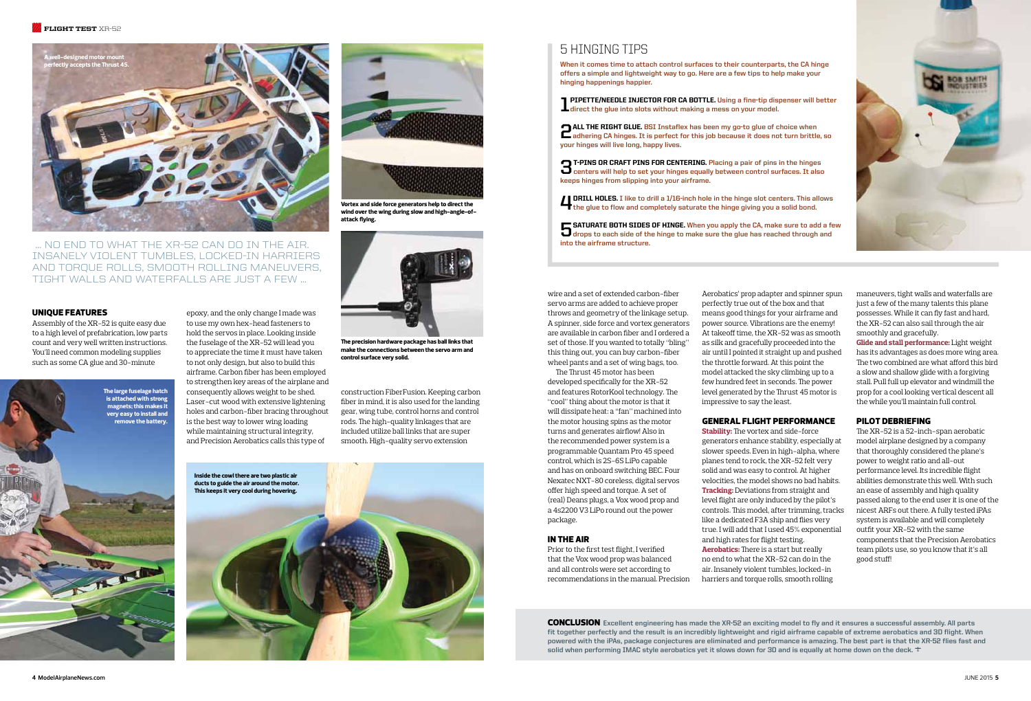A well-designed motor mount perfectly accepts the Thrust 45.

Vortex and side force generators help to direct the wind over the wing during slow and high-angle-of-attack flying.

... NO END TO WHAT THE XR-52 CAN DO IN THE AIR. INSANELY VIOLENT TUMBLES, LOCKED-IN HARRIERS AND TORQUE ROLLS, SMOOTH ROLLING MANEUVERS, TIGHT WALLS AND WATERFALLS ARE JUST A FEW ...

The precision hardware package has ball links that make the connections between the servo arm and control surface very solid.

## UNIQUE FEATURES

Assembly of the XR-52 is quite easy due to a high level of prefabrication, low parts count and very well written instructions. You'll need common modeling supplies such as some CA glue and 30-minute epoxy, and the only change I made was to use my own hex-head fasteners to hold the servos in place. Looking inside the fuselage of the XR-52 will lead you to appreciate the time it must have taken to not only design, but also to build this airframe. Carbon fiber has been employed to strengthen key areas of the airplane and consequently allows weight to be shed. Laser-cut wood with extensive lightening holes and carbon-fiber bracing throughout is the best way to lower wing loading while maintaining structural integrity, and Precision Aerobatics calls this type of construction FiberFusion. Keeping carbon fiber in mind, it is also used for the landing gear, wing tube, control horns and control rods. The high-quality linkages that are included utilize ball links that are super smooth. High-quality servo extension wire and a set of extended carbon-fiber servo arms are added to achieve proper throws and geometry of the linkage setup. A spinner, side force and vortex generators are available in carbon fiber and I ordered a set of those. If you wanted to totally "bling" this thing out, you can buy carbon-fiber wheel pants and a set of wing bags, too.

The large fuselage hatch is attached with strong magnets; this makes it very easy to install and remove the battery.

Inside the cowl there are two plastic air ducts to guide the air around the motor. This keeps it very cool during hovering.

The Thrust 45 motor has been developed specifically for the XR-52 and features RotorKool technology. The "cool" thing about the motor is that it will dissipate heat: a "fan" machined into the motor housing spins as the motor turns and generates airflow! Also in the recommended power system is a programmable Quantam Pro 45 speed control, which is 2S-6S LiPo capable and has on onboard switching BEC. Four Nexatec NXT-80 coreless, digital servos offer high speed and torque. A set of (real) Deans plugs, a Vox wood prop and a 4s2200 V3 LiPo round out the power package.

## IN THE AIR

Prior to the first test flight, I verified that the Vox wood prop was balanced and all controls were set according to recommendations in the manual. Precision Aerobatics' prop adapter and spinner spun perfectly true out of the box and that means good things for your airframe and power source. Vibrations are the enemy! At takeoff time, the XR-52 was as smooth as silk and gracefully proceeded into the air until I pointed it straight up and pushed the throttle forward. At this point the model attacked the sky climbing up to a few hundred feet in seconds. The power level generated by the Thrust 45 motor is impressive to say the least.

## GENERAL FLIGHT PERFORMANCE

**Stability:** The vortex and side-force generators enhance stability, especially at slower speeds. Even in high-alpha, where planes tend to rock, the XR-52 felt very solid and was easy to control. At higher velocities, the model shows no bad habits.
**Tracking:** Deviations from straight and level flight are only induced by the pilot's controls. This model, after trimming, tracks like a dedicated F3A ship and flies very true. I will add that I used 45% exponential and high rates for flight testing.
**Aerobatics:** There is a start but really no end to what the XR-52 can do in the air. Insanely violent tumbles, locked-in harriers and torque rolls, smooth rolling maneuvers, tight walls and waterfalls are just a few of the many talents this plane possesses. While it can fly fast and hard, the XR-52 can also sail through the air smoothly and gracefully.
**Glide and stall performance:** Light weight has its advantages as does more wing area. The two combined are what afford this bird a slow and shallow glide with a forgiving stall. Pull full up elevator and windmill the prop for a cool looking vertical descent all the while you'll maintain full control.

## PILOT DEBRIEFING

The XR-52 is a 52-inch-span aerobatic model airplane designed by a company that thoroughly considered the plane's power to weight ratio and all-out performance level. Its incredible flight abilities demonstrate this well. With such an ease of assembly and high quality passed along to the end user it is one of the nicest ARFs out there. A fully tested iPAs system is available and will completely outfit your XR-52 with the same components that the Precision Aerobatics team pilots use, so you know that it's all good stuff!

## 5 HINGING TIPS

When it comes time to attach control surfaces to their counterparts, the CA hinge offers a simple and lightweight way to go. Here are a few tips to help make your hinging happenings happier.

1. **PIPETTE/NEEDLE INJECTOR FOR CA BOTTLE.** Using a fine-tip dispenser will better direct the glue into slots without making a mess on your model.
2. **ALL THE RIGHT GLUE.** BSI Instaflex has been my go-to glue of choice when adhering CA hinges. It is perfect for this job because it does not turn brittle, so your hinges will live long, happy lives.
3. **T-PINS OR CRAFT PINS FOR CENTERING.** Placing a pair of pins in the hinges centers will help to set your hinges equally between control surfaces. It also keeps hinges from slipping into your airframe.
4. **DRILL HOLES.** I like to drill a 1/16-inch hole in the hinge slot centers. This allows the glue to flow and completely saturate the hinge giving you a solid bond.
5. **SATURATE BOTH SIDES OF HINGE.** When you apply the CA, make sure to add a few drops to each side of the hinge to make sure the glue has reached through and into the airframe structure.

**CONCLUSION** Excellent engineering has made the XR-52 an exciting model to fly and it ensures a successful assembly. All parts fit together perfectly and the result is an incredibly lightweight and rigid airframe capable of extreme aerobatics and 3D flight. When powered with the iPAs, package conjectures are eliminated and performance is amazing. The best part is that the XR-52 flies fast and solid when performing IMAC style aerobatics yet it slows down for 3D and is equally at home down on the deck.